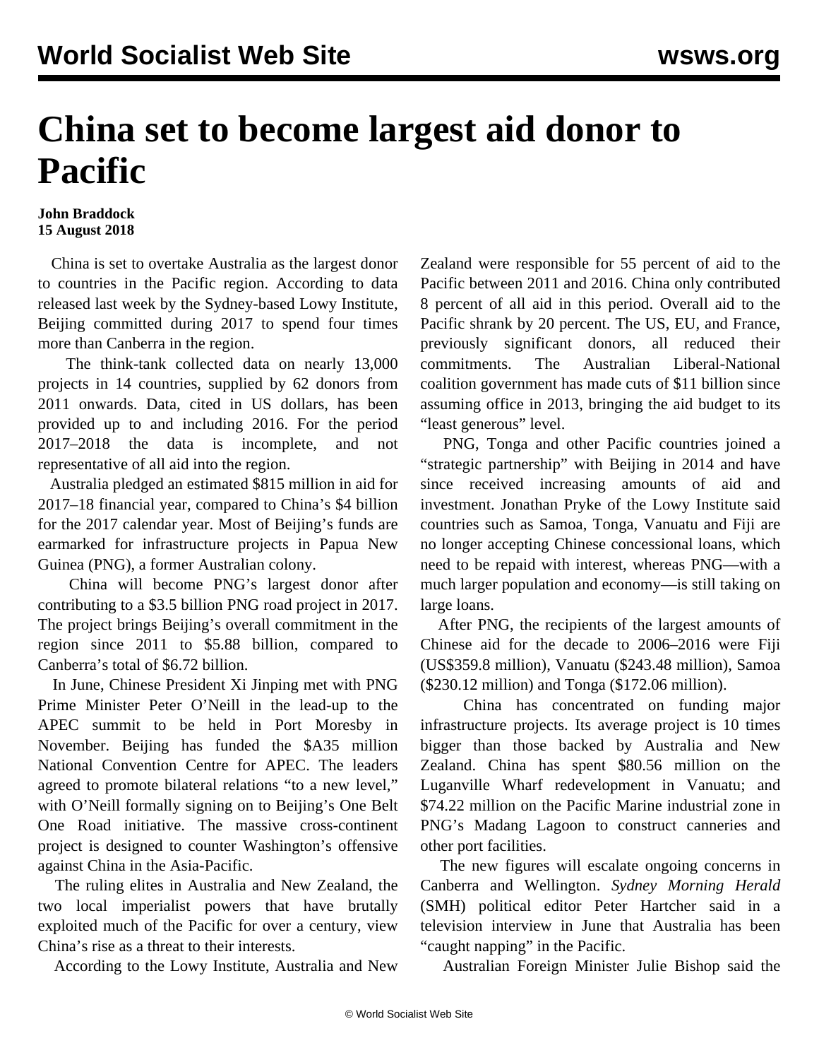# China set to become largest aid donor to Pacific

**John Braddock**
**15 August 2018**

China is set to overtake Australia as the largest donor to countries in the Pacific region. According to data released last week by the Sydney-based Lowy Institute, Beijing committed during 2017 to spend four times more than Canberra in the region.

The think-tank collected data on nearly 13,000 projects in 14 countries, supplied by 62 donors from 2011 onwards. Data, cited in US dollars, has been provided up to and including 2016. For the period 2017–2018 the data is incomplete, and not representative of all aid into the region.

Australia pledged an estimated $815 million in aid for 2017–18 financial year, compared to China's $4 billion for the 2017 calendar year. Most of Beijing's funds are earmarked for infrastructure projects in Papua New Guinea (PNG), a former Australian colony.

China will become PNG's largest donor after contributing to a $3.5 billion PNG road project in 2017. The project brings Beijing's overall commitment in the region since 2011 to $5.88 billion, compared to Canberra's total of $6.72 billion.

In June, Chinese President Xi Jinping met with PNG Prime Minister Peter O'Neill in the lead-up to the APEC summit to be held in Port Moresby in November. Beijing has funded the $A35 million National Convention Centre for APEC. The leaders agreed to promote bilateral relations "to a new level," with O'Neill formally signing on to Beijing's One Belt One Road initiative. The massive cross-continent project is designed to counter Washington's offensive against China in the Asia-Pacific.

The ruling elites in Australia and New Zealand, the two local imperialist powers that have brutally exploited much of the Pacific for over a century, view China's rise as a threat to their interests.

According to the Lowy Institute, Australia and New Zealand were responsible for 55 percent of aid to the Pacific between 2011 and 2016. China only contributed 8 percent of all aid in this period. Overall aid to the Pacific shrank by 20 percent. The US, EU, and France, previously significant donors, all reduced their commitments. The Australian Liberal-National coalition government has made cuts of $11 billion since assuming office in 2013, bringing the aid budget to its "least generous" level.

PNG, Tonga and other Pacific countries joined a "strategic partnership" with Beijing in 2014 and have since received increasing amounts of aid and investment. Jonathan Pryke of the Lowy Institute said countries such as Samoa, Tonga, Vanuatu and Fiji are no longer accepting Chinese concessional loans, which need to be repaid with interest, whereas PNG—with a much larger population and economy—is still taking on large loans.

After PNG, the recipients of the largest amounts of Chinese aid for the decade to 2006–2016 were Fiji (US$359.8 million), Vanuatu ($243.48 million), Samoa ($230.12 million) and Tonga ($172.06 million).

China has concentrated on funding major infrastructure projects. Its average project is 10 times bigger than those backed by Australia and New Zealand. China has spent $80.56 million on the Luganville Wharf redevelopment in Vanuatu; and $74.22 million on the Pacific Marine industrial zone in PNG's Madang Lagoon to construct canneries and other port facilities.

The new figures will escalate ongoing concerns in Canberra and Wellington. *Sydney Morning Herald* (SMH) political editor Peter Hartcher said in a television interview in June that Australia has been "caught napping" in the Pacific.

Australian Foreign Minister Julie Bishop said the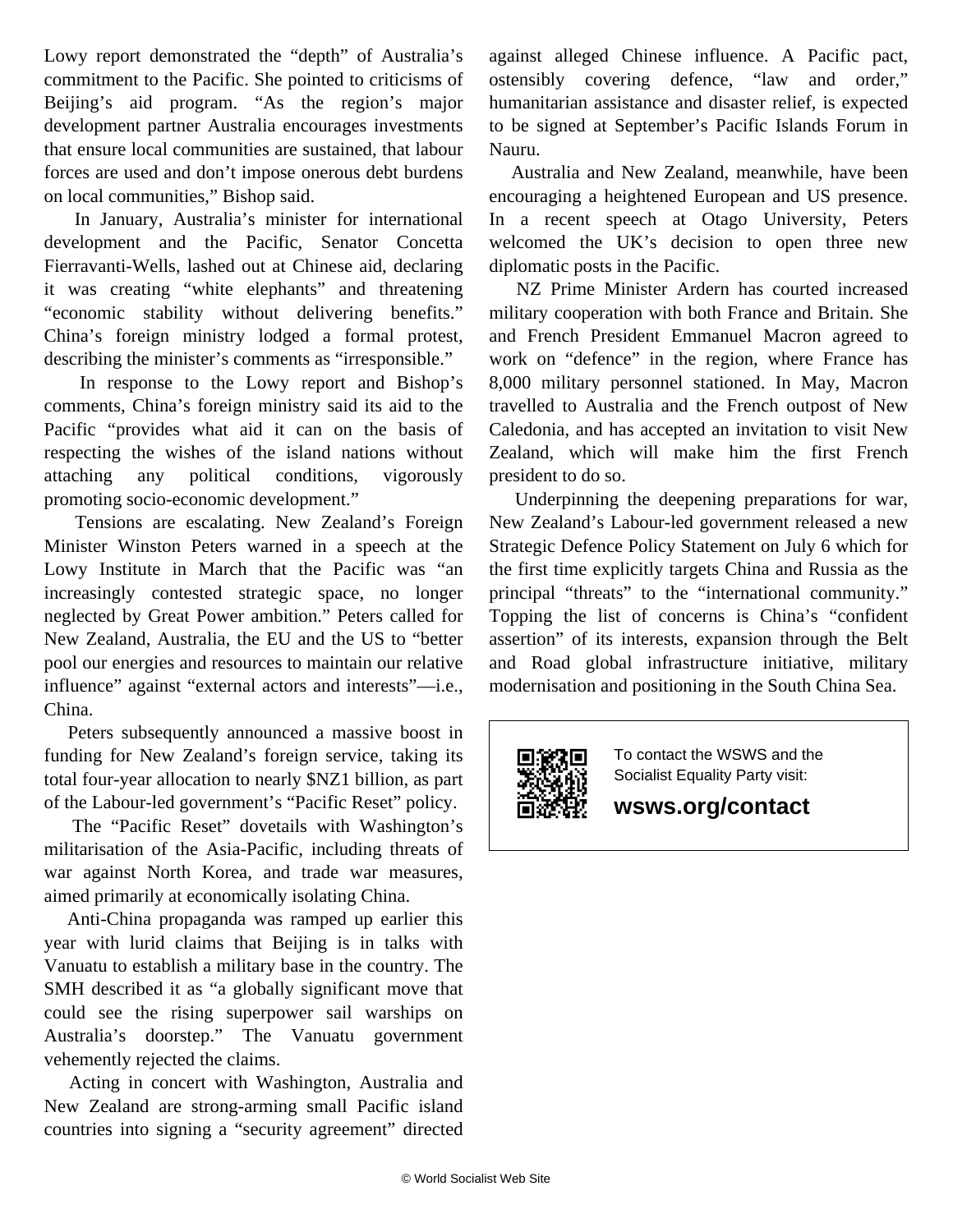Lowy report demonstrated the "depth" of Australia's commitment to the Pacific. She pointed to criticisms of Beijing's aid program. "As the region's major development partner Australia encourages investments that ensure local communities are sustained, that labour forces are used and don't impose onerous debt burdens on local communities," Bishop said.

In January, Australia's minister for international development and the Pacific, Senator Concetta Fierravanti-Wells, lashed out at Chinese aid, declaring it was creating "white elephants" and threatening "economic stability without delivering benefits." China's foreign ministry lodged a formal protest, describing the minister's comments as "irresponsible."

In response to the Lowy report and Bishop's comments, China's foreign ministry said its aid to the Pacific "provides what aid it can on the basis of respecting the wishes of the island nations without attaching any political conditions, vigorously promoting socio-economic development."

Tensions are escalating. New Zealand's Foreign Minister Winston Peters warned in a speech at the Lowy Institute in March that the Pacific was "an increasingly contested strategic space, no longer neglected by Great Power ambition." Peters called for New Zealand, Australia, the EU and the US to "better pool our energies and resources to maintain our relative influence" against "external actors and interests"—i.e., China.

Peters subsequently announced a massive boost in funding for New Zealand's foreign service, taking its total four-year allocation to nearly $NZ1 billion, as part of the Labour-led government's "Pacific Reset" policy.

The "Pacific Reset" dovetails with Washington's militarisation of the Asia-Pacific, including threats of war against North Korea, and trade war measures, aimed primarily at economically isolating China.

Anti-China propaganda was ramped up earlier this year with lurid claims that Beijing is in talks with Vanuatu to establish a military base in the country. The SMH described it as "a globally significant move that could see the rising superpower sail warships on Australia's doorstep." The Vanuatu government vehemently rejected the claims.

Acting in concert with Washington, Australia and New Zealand are strong-arming small Pacific island countries into signing a "security agreement" directed against alleged Chinese influence. A Pacific pact, ostensibly covering defence, "law and order," humanitarian assistance and disaster relief, is expected to be signed at September's Pacific Islands Forum in Nauru.

Australia and New Zealand, meanwhile, have been encouraging a heightened European and US presence. In a recent speech at Otago University, Peters welcomed the UK's decision to open three new diplomatic posts in the Pacific.

NZ Prime Minister Ardern has courted increased military cooperation with both France and Britain. She and French President Emmanuel Macron agreed to work on "defence" in the region, where France has 8,000 military personnel stationed. In May, Macron travelled to Australia and the French outpost of New Caledonia, and has accepted an invitation to visit New Zealand, which will make him the first French president to do so.

Underpinning the deepening preparations for war, New Zealand's Labour-led government released a new Strategic Defence Policy Statement on July 6 which for the first time explicitly targets China and Russia as the principal "threats" to the "international community." Topping the list of concerns is China's "confident assertion" of its interests, expansion through the Belt and Road global infrastructure initiative, military modernisation and positioning in the South China Sea.

To contact the WSWS and the Socialist Equality Party visit:

**wsws.org/contact**